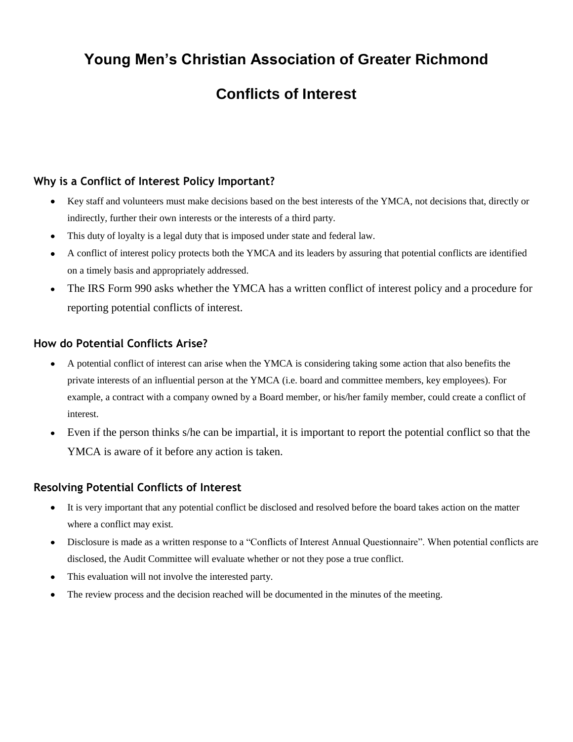# Young Men's Christian Association of Greater Richmond

# Conflicts of Interest

### Why is a Conflict of Interest Policy Important?

- Key staff and volunteers must make decisions based on the best interests of the YMCA, not decisions that, directly or indirectly, further their own interests or the interests of a third party.
- This duty of loyalty is a legal duty that is imposed under state and federal law.
- A conflict of interest policy protects both the YMCA and its leaders by assuring that potential conflicts are identified on a timely basis and appropriately addressed.
- The IRS Form 990 asks whether the YMCA has a written conflict of interest policy and a procedure for reporting potential conflicts of interest.

### How do Potential Conflicts Arise?

- A potential conflict of interest can arise when the YMCA is considering taking some action that also benefits the private interests of an influential person at the YMCA (i.e. board and committee members, key employees). For example, a contract with a company owned by a Board member, or his/her family member, could create a conflict of interest.
- Even if the person thinks s/he can be impartial, it is important to report the potential conflict so that the YMCA is aware of it before any action is taken.

### Resolving Potential Conflicts of Interest

- It is very important that any potential conflict be disclosed and resolved before the board takes action on the matter where a conflict may exist.
- Disclosure is made as a written response to a "Conflicts of Interest Annual Questionnaire". When potential conflicts are disclosed, the Audit Committee will evaluate whether or not they pose a true conflict.
- This evaluation will not involve the interested party.
- The review process and the decision reached will be documented in the minutes of the meeting.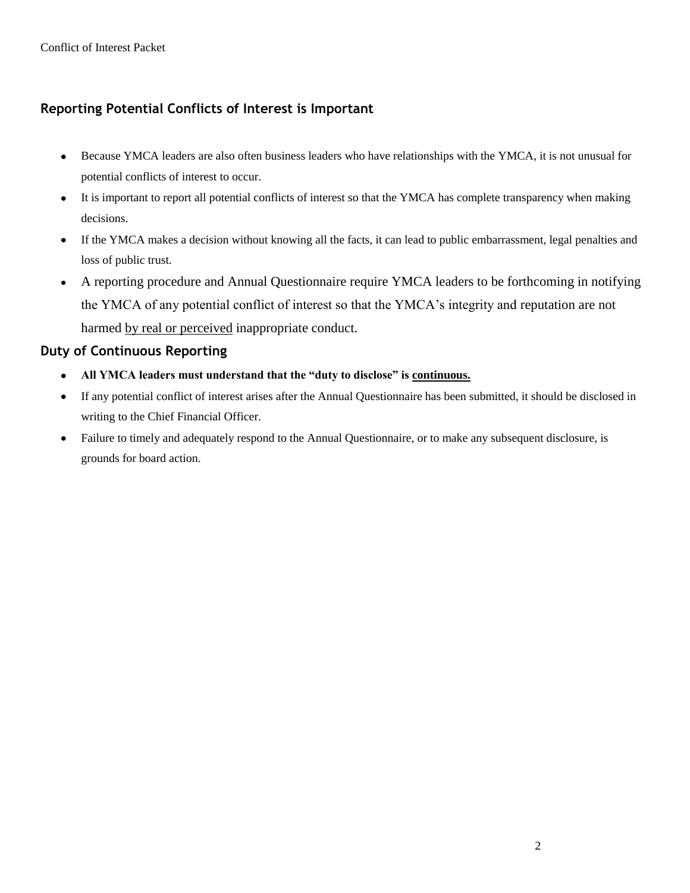## Reporting Potential Conflicts of Interest is Important

- Because YMCA leaders are also often business leaders who have relationships with the YMCA, it is not unusual for potential conflicts of interest to occur.
- It is important to report all potential conflicts of interest so that the YMCA has complete transparency when making decisions.
- If the YMCA makes a decision without knowing all the facts, it can lead to public embarrassment, legal penalties and loss of public trust.
- A reporting procedure and Annual Questionnaire require YMCA leaders to be forthcoming in notifying the YMCA of any potential conflict of interest so that the YMCA's integrity and reputation are not harmed <u>by real or perceived</u> inappropriate conduct.

## Duty of Continuous Reporting

- **All YMCA leaders must understand that the "duty to disclose" is <u>continuous.</u>**
- If any potential conflict of interest arises after the Annual Questionnaire has been submitted, it should be disclosed in writing to the Chief Financial Officer.
- Failure to timely and adequately respond to the Annual Questionnaire, or to make any subsequent disclosure, is grounds for board action.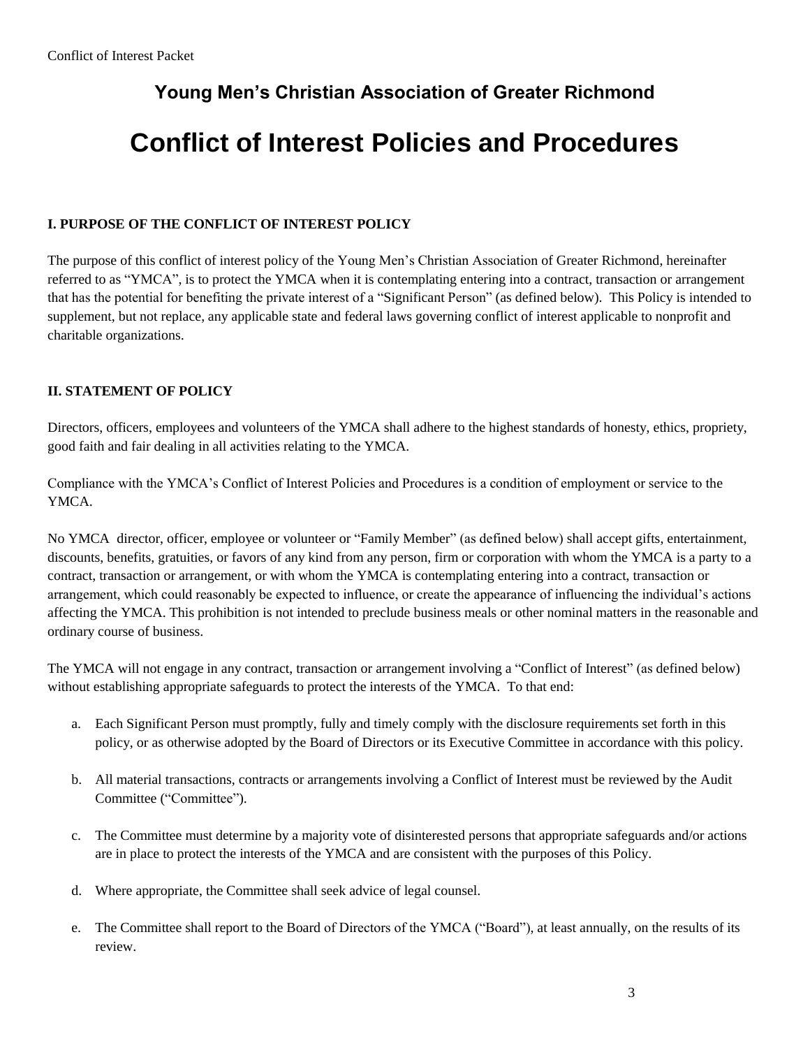## Young Men's Christian Association of Greater Richmond

# Conflict of Interest Policies and Procedures

### I. PURPOSE OF THE CONFLICT OF INTEREST POLICY

The purpose of this conflict of interest policy of the Young Men's Christian Association of Greater Richmond, hereinafter referred to as "YMCA", is to protect the YMCA when it is contemplating entering into a contract, transaction or arrangement that has the potential for benefiting the private interest of a "Significant Person" (as defined below). This Policy is intended to supplement, but not replace, any applicable state and federal laws governing conflict of interest applicable to nonprofit and charitable organizations.

### II. STATEMENT OF POLICY

Directors, officers, employees and volunteers of the YMCA shall adhere to the highest standards of honesty, ethics, propriety, good faith and fair dealing in all activities relating to the YMCA.

Compliance with the YMCA's Conflict of Interest Policies and Procedures is a condition of employment or service to the YMCA.

No YMCA director, officer, employee or volunteer or "Family Member" (as defined below) shall accept gifts, entertainment, discounts, benefits, gratuities, or favors of any kind from any person, firm or corporation with whom the YMCA is a party to a contract, transaction or arrangement, or with whom the YMCA is contemplating entering into a contract, transaction or arrangement, which could reasonably be expected to influence, or create the appearance of influencing the individual's actions affecting the YMCA. This prohibition is not intended to preclude business meals or other nominal matters in the reasonable and ordinary course of business.

The YMCA will not engage in any contract, transaction or arrangement involving a "Conflict of Interest" (as defined below) without establishing appropriate safeguards to protect the interests of the YMCA. To that end:

a. Each Significant Person must promptly, fully and timely comply with the disclosure requirements set forth in this policy, or as otherwise adopted by the Board of Directors or its Executive Committee in accordance with this policy.

b. All material transactions, contracts or arrangements involving a Conflict of Interest must be reviewed by the Audit Committee ("Committee").

c. The Committee must determine by a majority vote of disinterested persons that appropriate safeguards and/or actions are in place to protect the interests of the YMCA and are consistent with the purposes of this Policy.

d. Where appropriate, the Committee shall seek advice of legal counsel.

e. The Committee shall report to the Board of Directors of the YMCA ("Board"), at least annually, on the results of its review.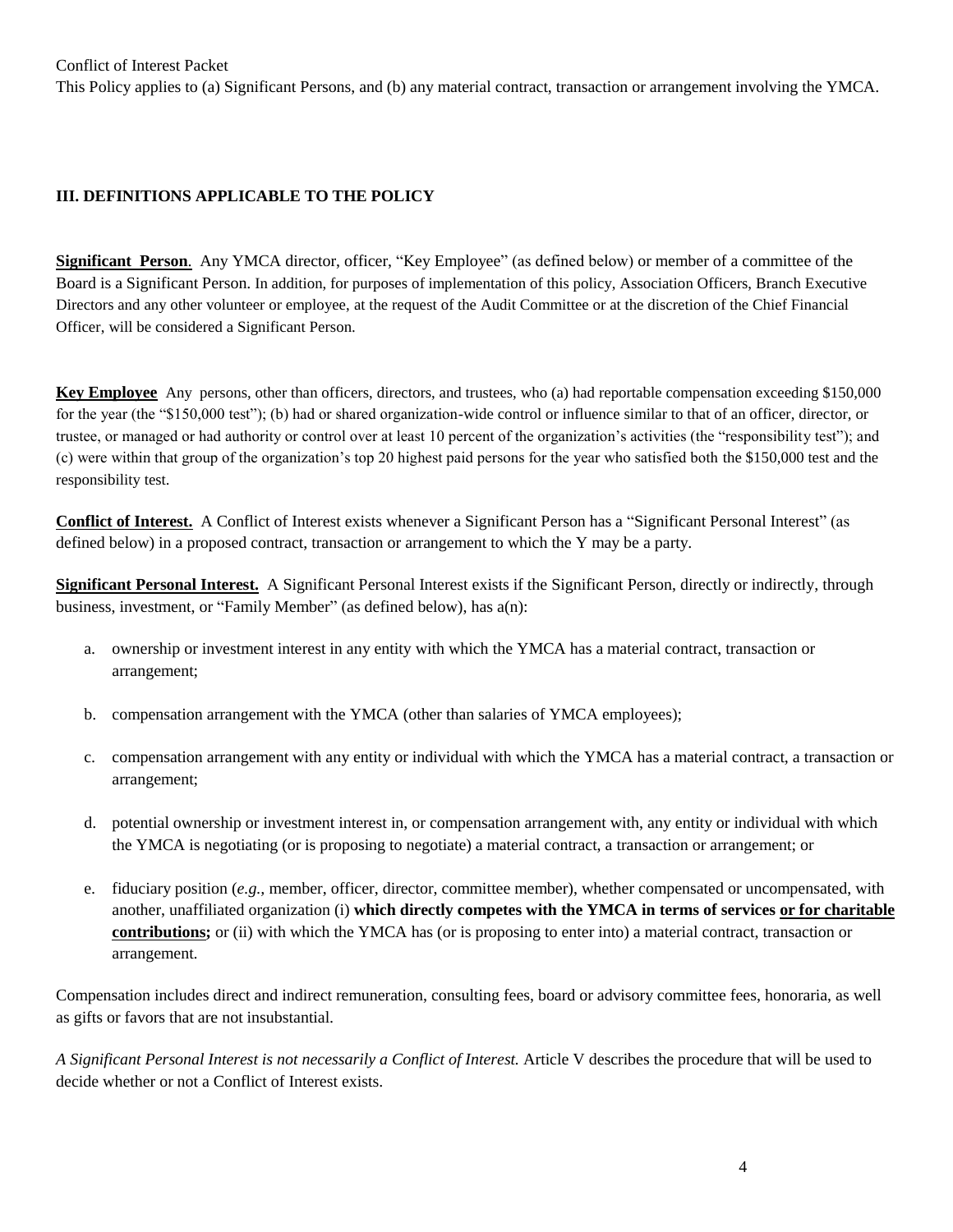Conflict of Interest Packet

This Policy applies to (a) Significant Persons, and (b) any material contract, transaction or arrangement involving the YMCA.

## III. DEFINITIONS APPLICABLE TO THE POLICY

**Significant Person**. Any YMCA director, officer, "Key Employee" (as defined below) or member of a committee of the Board is a Significant Person. In addition, for purposes of implementation of this policy, Association Officers, Branch Executive Directors and any other volunteer or employee, at the request of the Audit Committee or at the discretion of the Chief Financial Officer, will be considered a Significant Person.

**Key Employee** Any persons, other than officers, directors, and trustees, who (a) had reportable compensation exceeding $150,000 for the year (the "$150,000 test"); (b) had or shared organization-wide control or influence similar to that of an officer, director, or trustee, or managed or had authority or control over at least 10 percent of the organization's activities (the "responsibility test"); and (c) were within that group of the organization's top 20 highest paid persons for the year who satisfied both the $150,000 test and the responsibility test.

**Conflict of Interest.** A Conflict of Interest exists whenever a Significant Person has a "Significant Personal Interest" (as defined below) in a proposed contract, transaction or arrangement to which the Y may be a party.

**Significant Personal Interest.** A Significant Personal Interest exists if the Significant Person, directly or indirectly, through business, investment, or "Family Member" (as defined below), has a(n):

a. ownership or investment interest in any entity with which the YMCA has a material contract, transaction or arrangement;

b. compensation arrangement with the YMCA (other than salaries of YMCA employees);

c. compensation arrangement with any entity or individual with which the YMCA has a material contract, a transaction or arrangement;

d. potential ownership or investment interest in, or compensation arrangement with, any entity or individual with which the YMCA is negotiating (or is proposing to negotiate) a material contract, a transaction or arrangement; or

e. fiduciary position (*e.g.,* member, officer, director, committee member), whether compensated or uncompensated, with another, unaffiliated organization (i) **which directly competes with the YMCA in terms of services <u>or for charitable contributions</u>;** or (ii) with which the YMCA has (or is proposing to enter into) a material contract, transaction or arrangement.

Compensation includes direct and indirect remuneration, consulting fees, board or advisory committee fees, honoraria, as well as gifts or favors that are not insubstantial.

*A Significant Personal Interest is not necessarily a Conflict of Interest.* Article V describes the procedure that will be used to decide whether or not a Conflict of Interest exists.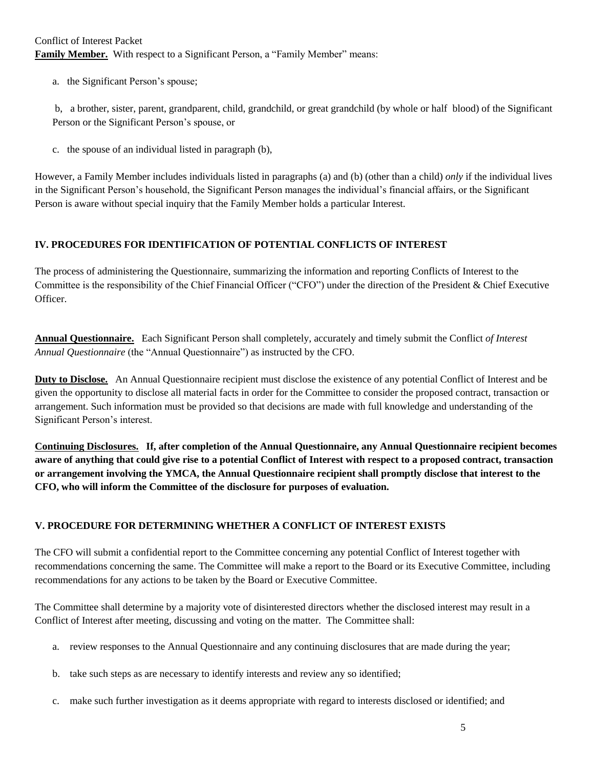**Family Member.** With respect to a Significant Person, a "Family Member" means:

a. the Significant Person's spouse;

b. a brother, sister, parent, grandparent, child, grandchild, or great grandchild (by whole or half blood) of the Significant Person or the Significant Person's spouse, or

c. the spouse of an individual listed in paragraph (b),

However, a Family Member includes individuals listed in paragraphs (a) and (b) (other than a child) *only* if the individual lives in the Significant Person's household, the Significant Person manages the individual's financial affairs, or the Significant Person is aware without special inquiry that the Family Member holds a particular Interest.

## IV. PROCEDURES FOR IDENTIFICATION OF POTENTIAL CONFLICTS OF INTEREST

The process of administering the Questionnaire, summarizing the information and reporting Conflicts of Interest to the Committee is the responsibility of the Chief Financial Officer ("CFO") under the direction of the President & Chief Executive Officer.

**Annual Questionnaire.** Each Significant Person shall completely, accurately and timely submit the Conflict *of Interest Annual Questionnaire* (the "Annual Questionnaire") as instructed by the CFO.

**Duty to Disclose.** An Annual Questionnaire recipient must disclose the existence of any potential Conflict of Interest and be given the opportunity to disclose all material facts in order for the Committee to consider the proposed contract, transaction or arrangement. Such information must be provided so that decisions are made with full knowledge and understanding of the Significant Person's interest.

**Continuing Disclosures. If, after completion of the Annual Questionnaire, any Annual Questionnaire recipient becomes aware of anything that could give rise to a potential Conflict of Interest with respect to a proposed contract, transaction or arrangement involving the YMCA, the Annual Questionnaire recipient shall promptly disclose that interest to the CFO, who will inform the Committee of the disclosure for purposes of evaluation.**

## V. PROCEDURE FOR DETERMINING WHETHER A CONFLICT OF INTEREST EXISTS

The CFO will submit a confidential report to the Committee concerning any potential Conflict of Interest together with recommendations concerning the same. The Committee will make a report to the Board or its Executive Committee, including recommendations for any actions to be taken by the Board or Executive Committee.

The Committee shall determine by a majority vote of disinterested directors whether the disclosed interest may result in a Conflict of Interest after meeting, discussing and voting on the matter. The Committee shall:

a. review responses to the Annual Questionnaire and any continuing disclosures that are made during the year;

b. take such steps as are necessary to identify interests and review any so identified;

c. make such further investigation as it deems appropriate with regard to interests disclosed or identified; and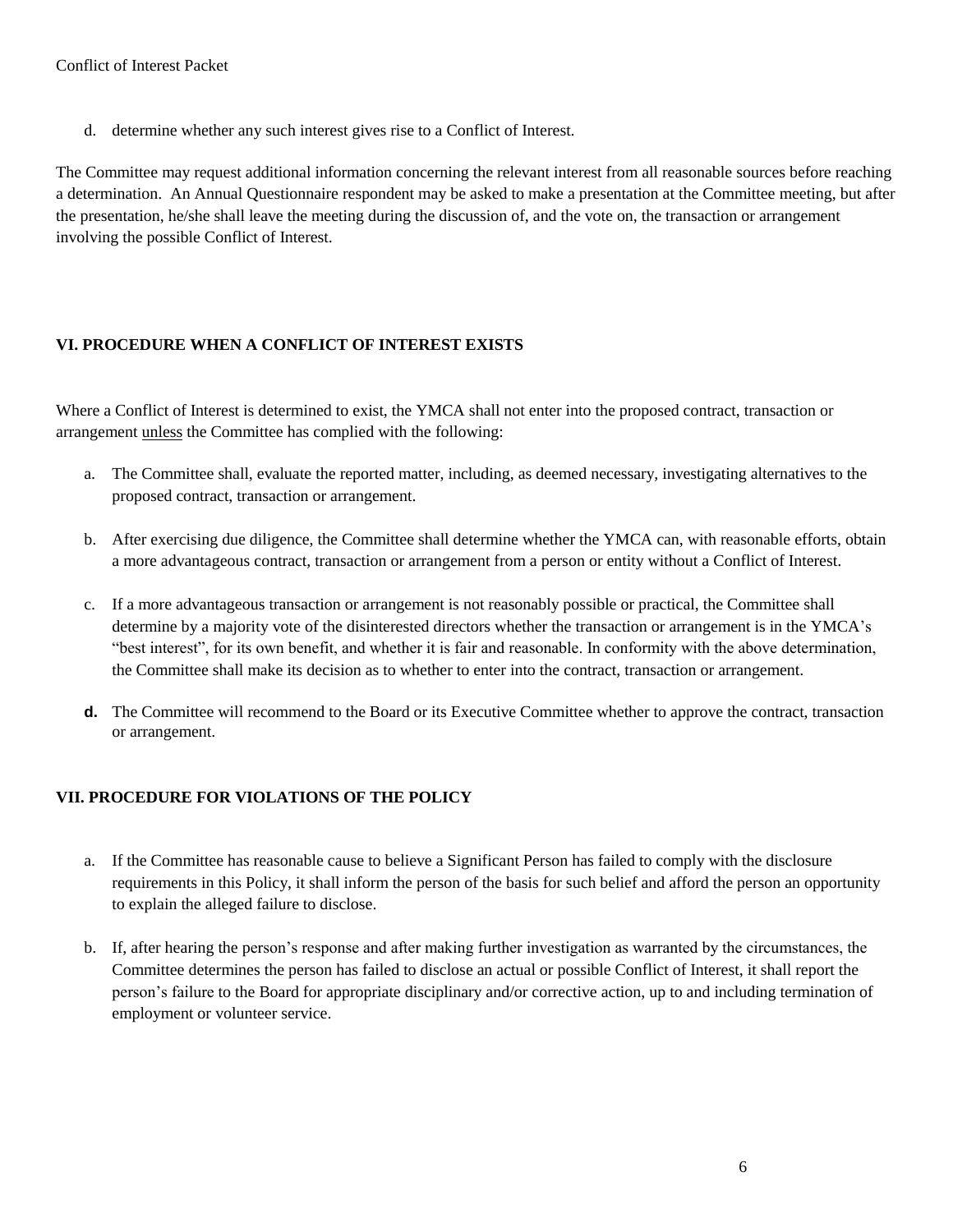d. determine whether any such interest gives rise to a Conflict of Interest.

The Committee may request additional information concerning the relevant interest from all reasonable sources before reaching a determination. An Annual Questionnaire respondent may be asked to make a presentation at the Committee meeting, but after the presentation, he/she shall leave the meeting during the discussion of, and the vote on, the transaction or arrangement involving the possible Conflict of Interest.

## VI. PROCEDURE WHEN A CONFLICT OF INTEREST EXISTS

Where a Conflict of Interest is determined to exist, the YMCA shall not enter into the proposed contract, transaction or arrangement unless the Committee has complied with the following:

a. The Committee shall, evaluate the reported matter, including, as deemed necessary, investigating alternatives to the proposed contract, transaction or arrangement.

b. After exercising due diligence, the Committee shall determine whether the YMCA can, with reasonable efforts, obtain a more advantageous contract, transaction or arrangement from a person or entity without a Conflict of Interest.

c. If a more advantageous transaction or arrangement is not reasonably possible or practical, the Committee shall determine by a majority vote of the disinterested directors whether the transaction or arrangement is in the YMCA's "best interest", for its own benefit, and whether it is fair and reasonable. In conformity with the above determination, the Committee shall make its decision as to whether to enter into the contract, transaction or arrangement.

**d.** The Committee will recommend to the Board or its Executive Committee whether to approve the contract, transaction or arrangement.

## VII. PROCEDURE FOR VIOLATIONS OF THE POLICY

a. If the Committee has reasonable cause to believe a Significant Person has failed to comply with the disclosure requirements in this Policy, it shall inform the person of the basis for such belief and afford the person an opportunity to explain the alleged failure to disclose.

b. If, after hearing the person's response and after making further investigation as warranted by the circumstances, the Committee determines the person has failed to disclose an actual or possible Conflict of Interest, it shall report the person's failure to the Board for appropriate disciplinary and/or corrective action, up to and including termination of employment or volunteer service.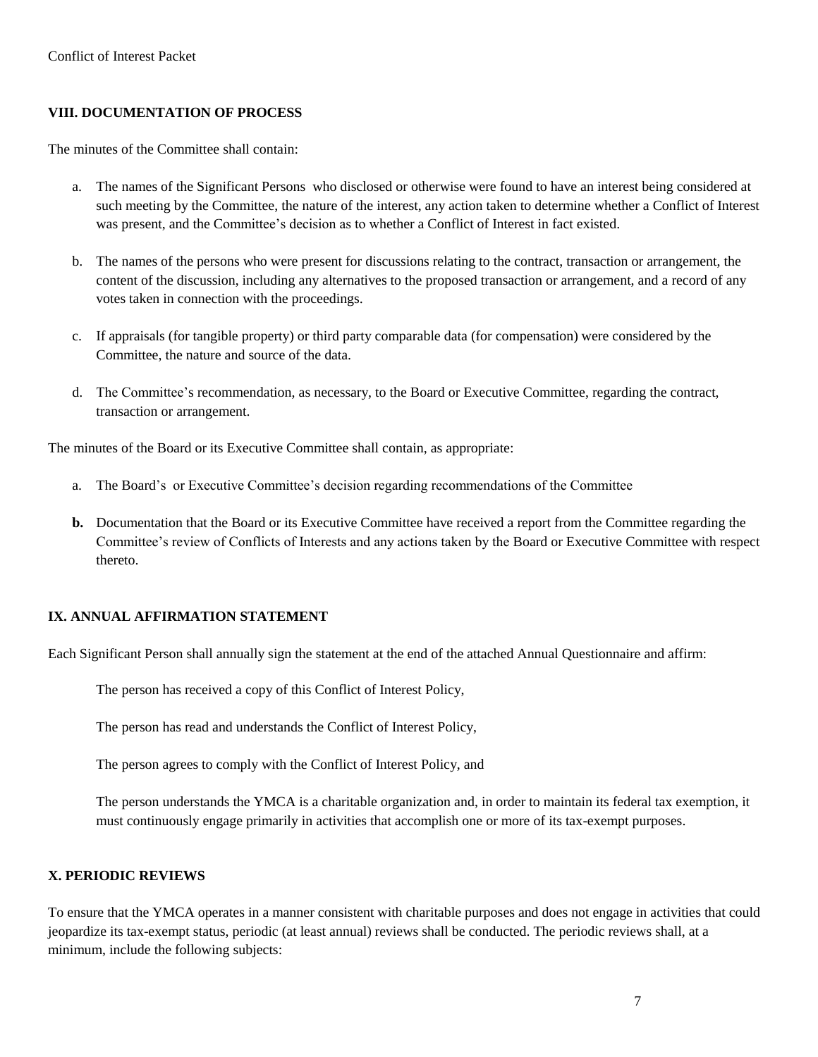## VIII. DOCUMENTATION OF PROCESS

The minutes of the Committee shall contain:

a. The names of the Significant Persons who disclosed or otherwise were found to have an interest being considered at such meeting by the Committee, the nature of the interest, any action taken to determine whether a Conflict of Interest was present, and the Committee's decision as to whether a Conflict of Interest in fact existed.

b. The names of the persons who were present for discussions relating to the contract, transaction or arrangement, the content of the discussion, including any alternatives to the proposed transaction or arrangement, and a record of any votes taken in connection with the proceedings.

c. If appraisals (for tangible property) or third party comparable data (for compensation) were considered by the Committee, the nature and source of the data.

d. The Committee's recommendation, as necessary, to the Board or Executive Committee, regarding the contract, transaction or arrangement.

The minutes of the Board or its Executive Committee shall contain, as appropriate:

a. The Board's or Executive Committee's decision regarding recommendations of the Committee

**b.** Documentation that the Board or its Executive Committee have received a report from the Committee regarding the Committee's review of Conflicts of Interests and any actions taken by the Board or Executive Committee with respect thereto.

## IX. ANNUAL AFFIRMATION STATEMENT

Each Significant Person shall annually sign the statement at the end of the attached Annual Questionnaire and affirm:

The person has received a copy of this Conflict of Interest Policy,

The person has read and understands the Conflict of Interest Policy,

The person agrees to comply with the Conflict of Interest Policy, and

The person understands the YMCA is a charitable organization and, in order to maintain its federal tax exemption, it must continuously engage primarily in activities that accomplish one or more of its tax-exempt purposes.

## X. PERIODIC REVIEWS

To ensure that the YMCA operates in a manner consistent with charitable purposes and does not engage in activities that could jeopardize its tax-exempt status, periodic (at least annual) reviews shall be conducted. The periodic reviews shall, at a minimum, include the following subjects: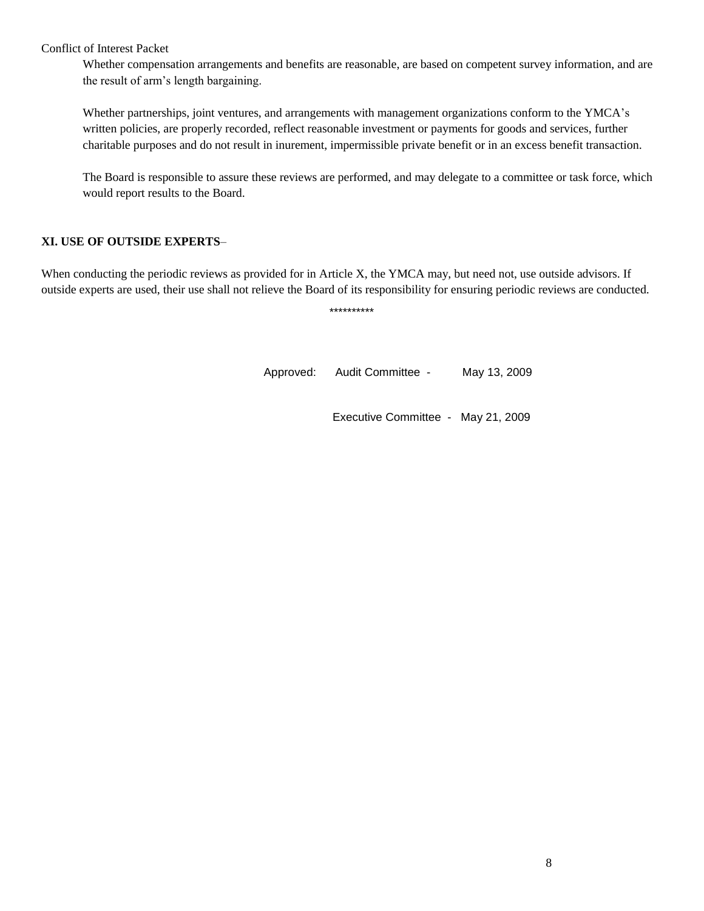Whether compensation arrangements and benefits are reasonable, are based on competent survey information, and are the result of arm's length bargaining.

Whether partnerships, joint ventures, and arrangements with management organizations conform to the YMCA's written policies, are properly recorded, reflect reasonable investment or payments for goods and services, further charitable purposes and do not result in inurement, impermissible private benefit or in an excess benefit transaction.

The Board is responsible to assure these reviews are performed, and may delegate to a committee or task force, which would report results to the Board.

**XI. USE OF OUTSIDE EXPERTS**–

When conducting the periodic reviews as provided for in Article X, the YMCA may, but need not, use outside advisors. If outside experts are used, their use shall not relieve the Board of its responsibility for ensuring periodic reviews are conducted.

**********

Approved: Audit Committee - May 13, 2009

Executive Committee - May 21, 2009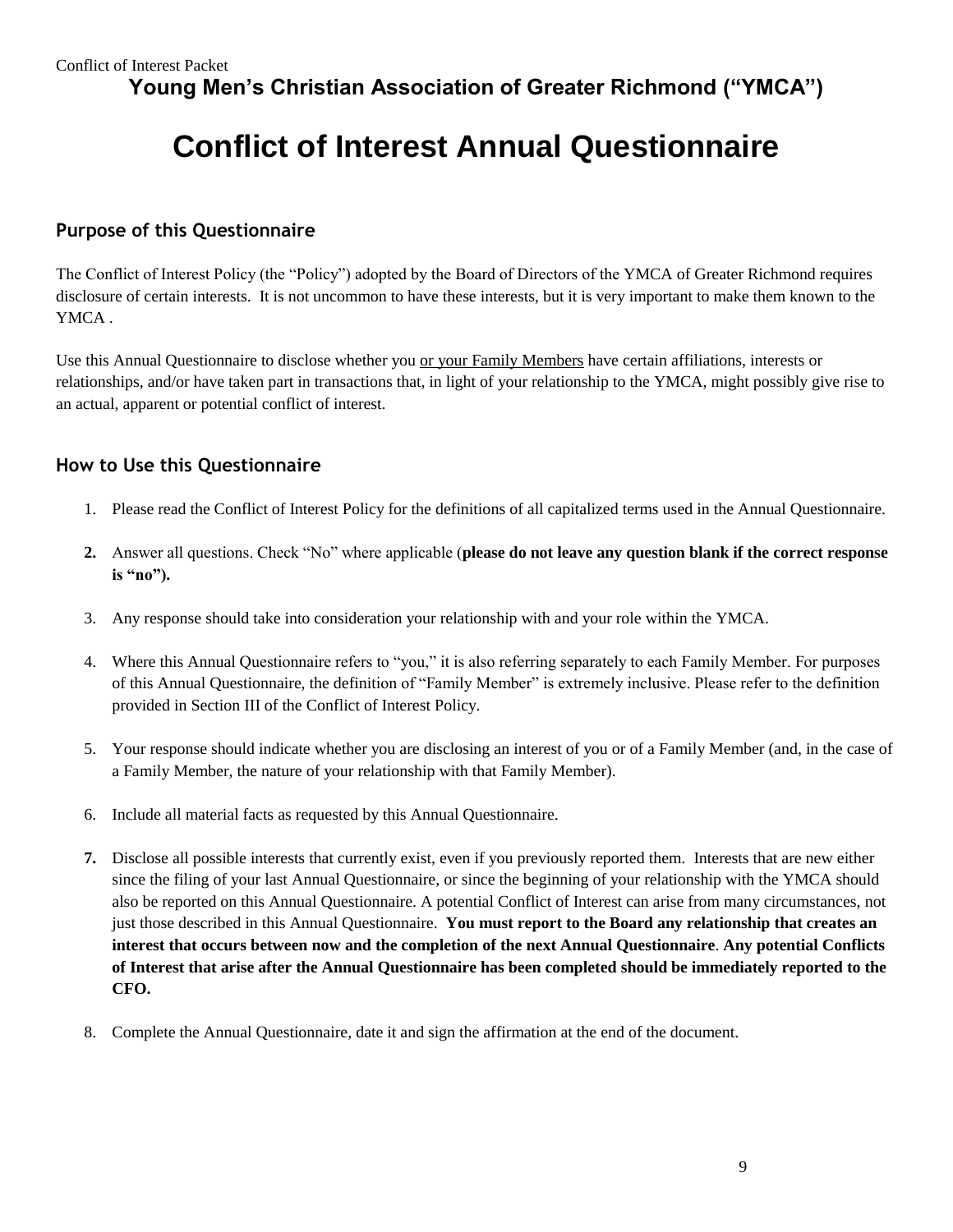Conflict of Interest Packet

**Young Men's Christian Association of Greater Richmond ("YMCA")**

# Conflict of Interest Annual Questionnaire

## Purpose of this Questionnaire

The Conflict of Interest Policy (the "Policy") adopted by the Board of Directors of the YMCA of Greater Richmond requires disclosure of certain interests. It is not uncommon to have these interests, but it is very important to make them known to the YMCA .

Use this Annual Questionnaire to disclose whether you <u>or your Family Members</u> have certain affiliations, interests or relationships, and/or have taken part in transactions that, in light of your relationship to the YMCA, might possibly give rise to an actual, apparent or potential conflict of interest.

## How to Use this Questionnaire

1. Please read the Conflict of Interest Policy for the definitions of all capitalized terms used in the Annual Questionnaire.
2. Answer all questions. Check "No" where applicable (**please do not leave any question blank if the correct response is "no").**
3. Any response should take into consideration your relationship with and your role within the YMCA.
4. Where this Annual Questionnaire refers to "you," it is also referring separately to each Family Member. For purposes of this Annual Questionnaire, the definition of "Family Member" is extremely inclusive. Please refer to the definition provided in Section III of the Conflict of Interest Policy.
5. Your response should indicate whether you are disclosing an interest of you or of a Family Member (and, in the case of a Family Member, the nature of your relationship with that Family Member).
6. Include all material facts as requested by this Annual Questionnaire.
7. Disclose all possible interests that currently exist, even if you previously reported them. Interests that are new either since the filing of your last Annual Questionnaire, or since the beginning of your relationship with the YMCA should also be reported on this Annual Questionnaire. A potential Conflict of Interest can arise from many circumstances, not just those described in this Annual Questionnaire. **You must report to the Board any relationship that creates an interest that occurs between now and the completion of the next Annual Questionnaire**. **Any potential Conflicts of Interest that arise after the Annual Questionnaire has been completed should be immediately reported to the CFO.**
8. Complete the Annual Questionnaire, date it and sign the affirmation at the end of the document.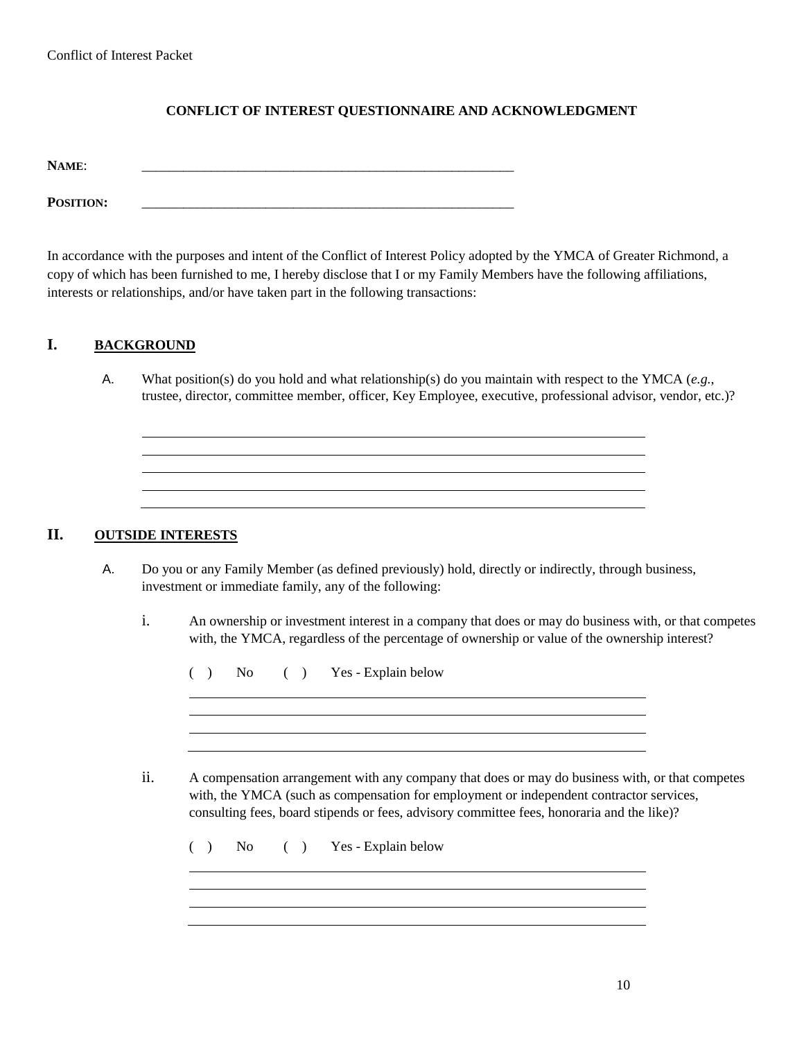## CONFLICT OF INTEREST QUESTIONNAIRE AND ACKNOWLEDGMENT

**NAME**: \_\_\_\_\_\_\_\_\_\_\_\_\_\_\_\_\_\_\_\_\_\_\_\_\_\_\_\_\_\_\_\_\_\_\_\_\_\_\_\_\_\_\_\_\_\_\_\_\_\_\_\_\_\_\_

**POSITION:** \_\_\_\_\_\_\_\_\_\_\_\_\_\_\_\_\_\_\_\_\_\_\_\_\_\_\_\_\_\_\_\_\_\_\_\_\_\_\_\_\_\_\_\_\_\_\_\_\_\_\_\_\_\_\_

In accordance with the purposes and intent of the Conflict of Interest Policy adopted by the YMCA of Greater Richmond, a copy of which has been furnished to me, I hereby disclose that I or my Family Members have the following affiliations, interests or relationships, and/or have taken part in the following transactions:

## I. BACKGROUND

A. What position(s) do you hold and what relationship(s) do you maintain with respect to the YMCA (*e.g.*, trustee, director, committee member, officer, Key Employee, executive, professional advisor, vendor, etc.)?

\_\_\_\_\_\_\_\_\_\_\_\_\_\_\_\_\_\_\_\_\_\_\_\_\_\_\_\_\_\_\_\_\_\_\_\_\_\_\_\_\_\_\_\_\_\_\_\_\_\_\_\_\_\_\_\_\_\_\_\_\_\_\_\_

\_\_\_\_\_\_\_\_\_\_\_\_\_\_\_\_\_\_\_\_\_\_\_\_\_\_\_\_\_\_\_\_\_\_\_\_\_\_\_\_\_\_\_\_\_\_\_\_\_\_\_\_\_\_\_\_\_\_\_\_\_\_\_\_

\_\_\_\_\_\_\_\_\_\_\_\_\_\_\_\_\_\_\_\_\_\_\_\_\_\_\_\_\_\_\_\_\_\_\_\_\_\_\_\_\_\_\_\_\_\_\_\_\_\_\_\_\_\_\_\_\_\_\_\_\_\_\_\_

\_\_\_\_\_\_\_\_\_\_\_\_\_\_\_\_\_\_\_\_\_\_\_\_\_\_\_\_\_\_\_\_\_\_\_\_\_\_\_\_\_\_\_\_\_\_\_\_\_\_\_\_\_\_\_\_\_\_\_\_\_\_\_\_

\_\_\_\_\_\_\_\_\_\_\_\_\_\_\_\_\_\_\_\_\_\_\_\_\_\_\_\_\_\_\_\_\_\_\_\_\_\_\_\_\_\_\_\_\_\_\_\_\_\_\_\_\_\_\_\_\_\_\_\_\_\_\_\_

## II. OUTSIDE INTERESTS

A. Do you or any Family Member (as defined previously) hold, directly or indirectly, through business, investment or immediate family, any of the following:

i. An ownership or investment interest in a company that does or may do business with, or that competes with, the YMCA, regardless of the percentage of ownership or value of the ownership interest?

( ) No ( ) Yes - Explain below

\_\_\_\_\_\_\_\_\_\_\_\_\_\_\_\_\_\_\_\_\_\_\_\_\_\_\_\_\_\_\_\_\_\_\_\_\_\_\_\_\_\_\_\_\_\_\_\_\_\_\_\_\_\_\_\_\_\_\_\_\_\_\_\_

\_\_\_\_\_\_\_\_\_\_\_\_\_\_\_\_\_\_\_\_\_\_\_\_\_\_\_\_\_\_\_\_\_\_\_\_\_\_\_\_\_\_\_\_\_\_\_\_\_\_\_\_\_\_\_\_\_\_\_\_\_\_\_\_

\_\_\_\_\_\_\_\_\_\_\_\_\_\_\_\_\_\_\_\_\_\_\_\_\_\_\_\_\_\_\_\_\_\_\_\_\_\_\_\_\_\_\_\_\_\_\_\_\_\_\_\_\_\_\_\_\_\_\_\_\_\_\_\_

\_\_\_\_\_\_\_\_\_\_\_\_\_\_\_\_\_\_\_\_\_\_\_\_\_\_\_\_\_\_\_\_\_\_\_\_\_\_\_\_\_\_\_\_\_\_\_\_\_\_\_\_\_\_\_\_\_\_\_\_\_\_\_\_

ii. A compensation arrangement with any company that does or may do business with, or that competes with, the YMCA (such as compensation for employment or independent contractor services, consulting fees, board stipends or fees, advisory committee fees, honoraria and the like)?

( ) No ( ) Yes - Explain below

\_\_\_\_\_\_\_\_\_\_\_\_\_\_\_\_\_\_\_\_\_\_\_\_\_\_\_\_\_\_\_\_\_\_\_\_\_\_\_\_\_\_\_\_\_\_\_\_\_\_\_\_\_\_\_\_\_\_\_\_\_\_\_\_

\_\_\_\_\_\_\_\_\_\_\_\_\_\_\_\_\_\_\_\_\_\_\_\_\_\_\_\_\_\_\_\_\_\_\_\_\_\_\_\_\_\_\_\_\_\_\_\_\_\_\_\_\_\_\_\_\_\_\_\_\_\_\_\_

\_\_\_\_\_\_\_\_\_\_\_\_\_\_\_\_\_\_\_\_\_\_\_\_\_\_\_\_\_\_\_\_\_\_\_\_\_\_\_\_\_\_\_\_\_\_\_\_\_\_\_\_\_\_\_\_\_\_\_\_\_\_\_\_

\_\_\_\_\_\_\_\_\_\_\_\_\_\_\_\_\_\_\_\_\_\_\_\_\_\_\_\_\_\_\_\_\_\_\_\_\_\_\_\_\_\_\_\_\_\_\_\_\_\_\_\_\_\_\_\_\_\_\_\_\_\_\_\_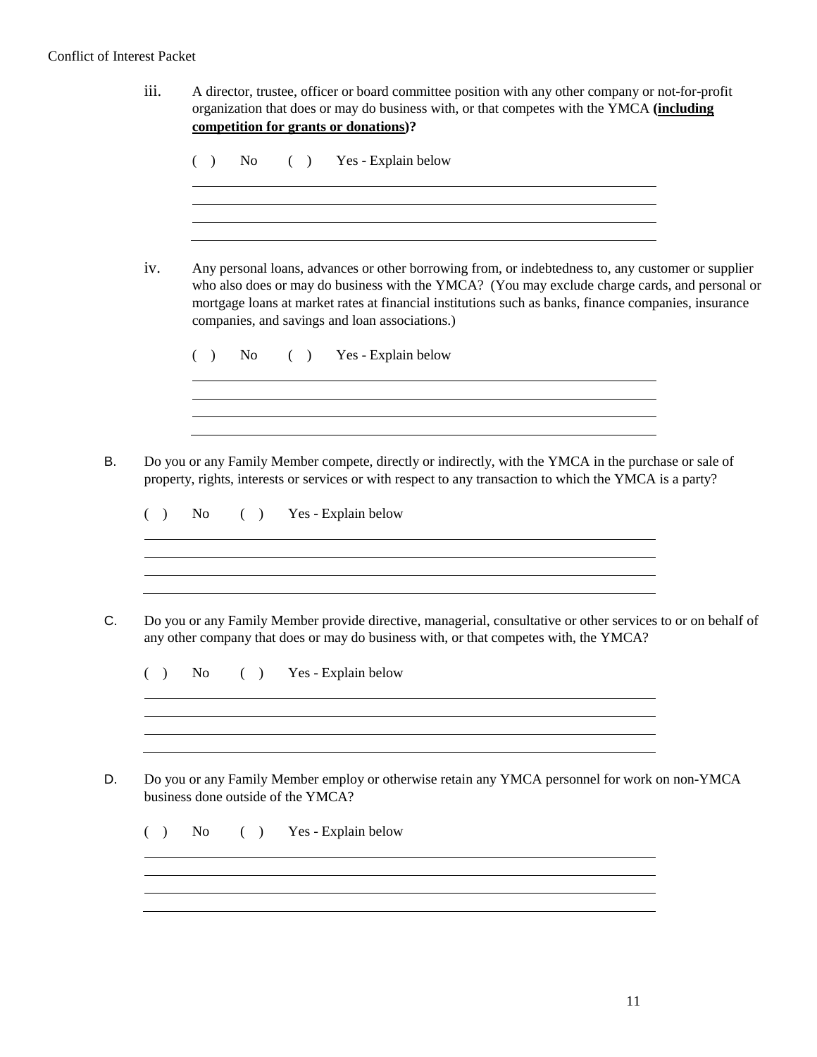iii. A director, trustee, officer or board committee position with any other company or not-for-profit organization that does or may do business with, or that competes with the YMCA **(including competition for grants or donations)?**

( ) No ( ) Yes - Explain below

\_\_\_\_\_\_\_\_\_\_\_\_\_\_\_\_\_\_\_\_\_\_\_\_\_\_\_\_\_\_\_\_\_\_\_\_\_\_\_\_\_\_\_\_\_\_\_\_\_\_\_\_\_\_\_\_\_\_\_\_

\_\_\_\_\_\_\_\_\_\_\_\_\_\_\_\_\_\_\_\_\_\_\_\_\_\_\_\_\_\_\_\_\_\_\_\_\_\_\_\_\_\_\_\_\_\_\_\_\_\_\_\_\_\_\_\_\_\_\_\_

\_\_\_\_\_\_\_\_\_\_\_\_\_\_\_\_\_\_\_\_\_\_\_\_\_\_\_\_\_\_\_\_\_\_\_\_\_\_\_\_\_\_\_\_\_\_\_\_\_\_\_\_\_\_\_\_\_\_\_\_

\_\_\_\_\_\_\_\_\_\_\_\_\_\_\_\_\_\_\_\_\_\_\_\_\_\_\_\_\_\_\_\_\_\_\_\_\_\_\_\_\_\_\_\_\_\_\_\_\_\_\_\_\_\_\_\_\_\_\_\_

iv. Any personal loans, advances or other borrowing from, or indebtedness to, any customer or supplier who also does or may do business with the YMCA? (You may exclude charge cards, and personal or mortgage loans at market rates at financial institutions such as banks, finance companies, insurance companies, and savings and loan associations.)

( ) No ( ) Yes - Explain below

\_\_\_\_\_\_\_\_\_\_\_\_\_\_\_\_\_\_\_\_\_\_\_\_\_\_\_\_\_\_\_\_\_\_\_\_\_\_\_\_\_\_\_\_\_\_\_\_\_\_\_\_\_\_\_\_\_\_\_\_

\_\_\_\_\_\_\_\_\_\_\_\_\_\_\_\_\_\_\_\_\_\_\_\_\_\_\_\_\_\_\_\_\_\_\_\_\_\_\_\_\_\_\_\_\_\_\_\_\_\_\_\_\_\_\_\_\_\_\_\_

\_\_\_\_\_\_\_\_\_\_\_\_\_\_\_\_\_\_\_\_\_\_\_\_\_\_\_\_\_\_\_\_\_\_\_\_\_\_\_\_\_\_\_\_\_\_\_\_\_\_\_\_\_\_\_\_\_\_\_\_

\_\_\_\_\_\_\_\_\_\_\_\_\_\_\_\_\_\_\_\_\_\_\_\_\_\_\_\_\_\_\_\_\_\_\_\_\_\_\_\_\_\_\_\_\_\_\_\_\_\_\_\_\_\_\_\_\_\_\_\_

B. Do you or any Family Member compete, directly or indirectly, with the YMCA in the purchase or sale of property, rights, interests or services or with respect to any transaction to which the YMCA is a party?

( ) No ( ) Yes - Explain below

\_\_\_\_\_\_\_\_\_\_\_\_\_\_\_\_\_\_\_\_\_\_\_\_\_\_\_\_\_\_\_\_\_\_\_\_\_\_\_\_\_\_\_\_\_\_\_\_\_\_\_\_\_\_\_\_\_\_\_\_

\_\_\_\_\_\_\_\_\_\_\_\_\_\_\_\_\_\_\_\_\_\_\_\_\_\_\_\_\_\_\_\_\_\_\_\_\_\_\_\_\_\_\_\_\_\_\_\_\_\_\_\_\_\_\_\_\_\_\_\_

\_\_\_\_\_\_\_\_\_\_\_\_\_\_\_\_\_\_\_\_\_\_\_\_\_\_\_\_\_\_\_\_\_\_\_\_\_\_\_\_\_\_\_\_\_\_\_\_\_\_\_\_\_\_\_\_\_\_\_\_

\_\_\_\_\_\_\_\_\_\_\_\_\_\_\_\_\_\_\_\_\_\_\_\_\_\_\_\_\_\_\_\_\_\_\_\_\_\_\_\_\_\_\_\_\_\_\_\_\_\_\_\_\_\_\_\_\_\_\_\_

C. Do you or any Family Member provide directive, managerial, consultative or other services to or on behalf of any other company that does or may do business with, or that competes with, the YMCA?

( ) No ( ) Yes - Explain below

\_\_\_\_\_\_\_\_\_\_\_\_\_\_\_\_\_\_\_\_\_\_\_\_\_\_\_\_\_\_\_\_\_\_\_\_\_\_\_\_\_\_\_\_\_\_\_\_\_\_\_\_\_\_\_\_\_\_\_\_

\_\_\_\_\_\_\_\_\_\_\_\_\_\_\_\_\_\_\_\_\_\_\_\_\_\_\_\_\_\_\_\_\_\_\_\_\_\_\_\_\_\_\_\_\_\_\_\_\_\_\_\_\_\_\_\_\_\_\_\_

\_\_\_\_\_\_\_\_\_\_\_\_\_\_\_\_\_\_\_\_\_\_\_\_\_\_\_\_\_\_\_\_\_\_\_\_\_\_\_\_\_\_\_\_\_\_\_\_\_\_\_\_\_\_\_\_\_\_\_\_

\_\_\_\_\_\_\_\_\_\_\_\_\_\_\_\_\_\_\_\_\_\_\_\_\_\_\_\_\_\_\_\_\_\_\_\_\_\_\_\_\_\_\_\_\_\_\_\_\_\_\_\_\_\_\_\_\_\_\_\_

D. Do you or any Family Member employ or otherwise retain any YMCA personnel for work on non-YMCA business done outside of the YMCA?

( ) No ( ) Yes - Explain below

\_\_\_\_\_\_\_\_\_\_\_\_\_\_\_\_\_\_\_\_\_\_\_\_\_\_\_\_\_\_\_\_\_\_\_\_\_\_\_\_\_\_\_\_\_\_\_\_\_\_\_\_\_\_\_\_\_\_\_\_

\_\_\_\_\_\_\_\_\_\_\_\_\_\_\_\_\_\_\_\_\_\_\_\_\_\_\_\_\_\_\_\_\_\_\_\_\_\_\_\_\_\_\_\_\_\_\_\_\_\_\_\_\_\_\_\_\_\_\_\_

\_\_\_\_\_\_\_\_\_\_\_\_\_\_\_\_\_\_\_\_\_\_\_\_\_\_\_\_\_\_\_\_\_\_\_\_\_\_\_\_\_\_\_\_\_\_\_\_\_\_\_\_\_\_\_\_\_\_\_\_

\_\_\_\_\_\_\_\_\_\_\_\_\_\_\_\_\_\_\_\_\_\_\_\_\_\_\_\_\_\_\_\_\_\_\_\_\_\_\_\_\_\_\_\_\_\_\_\_\_\_\_\_\_\_\_\_\_\_\_\_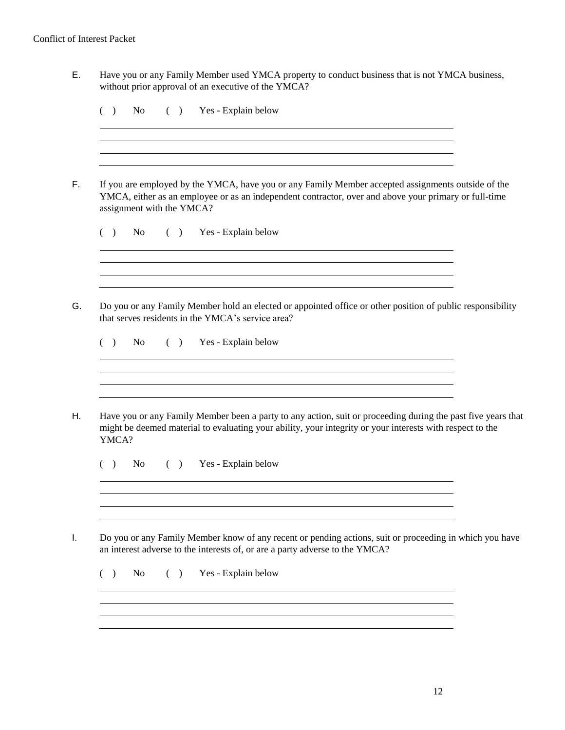E. Have you or any Family Member used YMCA property to conduct business that is not YMCA business, without prior approval of an executive of the YMCA?

( ) No ( ) Yes - Explain below

\_\_\_\_\_\_\_\_\_\_\_\_\_\_\_\_\_\_\_\_\_\_\_\_\_\_\_\_\_\_\_\_\_\_\_\_\_\_\_\_\_\_\_\_\_\_\_\_\_\_\_\_\_\_\_\_\_\_\_\_\_\_\_\_\_\_\_\_\_\_

\_\_\_\_\_\_\_\_\_\_\_\_\_\_\_\_\_\_\_\_\_\_\_\_\_\_\_\_\_\_\_\_\_\_\_\_\_\_\_\_\_\_\_\_\_\_\_\_\_\_\_\_\_\_\_\_\_\_\_\_\_\_\_\_\_\_\_\_\_\_

\_\_\_\_\_\_\_\_\_\_\_\_\_\_\_\_\_\_\_\_\_\_\_\_\_\_\_\_\_\_\_\_\_\_\_\_\_\_\_\_\_\_\_\_\_\_\_\_\_\_\_\_\_\_\_\_\_\_\_\_\_\_\_\_\_\_\_\_\_\_

\_\_\_\_\_\_\_\_\_\_\_\_\_\_\_\_\_\_\_\_\_\_\_\_\_\_\_\_\_\_\_\_\_\_\_\_\_\_\_\_\_\_\_\_\_\_\_\_\_\_\_\_\_\_\_\_\_\_\_\_\_\_\_\_\_\_\_\_\_\_

F. If you are employed by the YMCA, have you or any Family Member accepted assignments outside of the YMCA, either as an employee or as an independent contractor, over and above your primary or full-time assignment with the YMCA?

( ) No ( ) Yes - Explain below

\_\_\_\_\_\_\_\_\_\_\_\_\_\_\_\_\_\_\_\_\_\_\_\_\_\_\_\_\_\_\_\_\_\_\_\_\_\_\_\_\_\_\_\_\_\_\_\_\_\_\_\_\_\_\_\_\_\_\_\_\_\_\_\_\_\_\_\_\_\_

\_\_\_\_\_\_\_\_\_\_\_\_\_\_\_\_\_\_\_\_\_\_\_\_\_\_\_\_\_\_\_\_\_\_\_\_\_\_\_\_\_\_\_\_\_\_\_\_\_\_\_\_\_\_\_\_\_\_\_\_\_\_\_\_\_\_\_\_\_\_

\_\_\_\_\_\_\_\_\_\_\_\_\_\_\_\_\_\_\_\_\_\_\_\_\_\_\_\_\_\_\_\_\_\_\_\_\_\_\_\_\_\_\_\_\_\_\_\_\_\_\_\_\_\_\_\_\_\_\_\_\_\_\_\_\_\_\_\_\_\_

\_\_\_\_\_\_\_\_\_\_\_\_\_\_\_\_\_\_\_\_\_\_\_\_\_\_\_\_\_\_\_\_\_\_\_\_\_\_\_\_\_\_\_\_\_\_\_\_\_\_\_\_\_\_\_\_\_\_\_\_\_\_\_\_\_\_\_\_\_\_

G. Do you or any Family Member hold an elected or appointed office or other position of public responsibility that serves residents in the YMCA's service area?

( ) No ( ) Yes - Explain below

\_\_\_\_\_\_\_\_\_\_\_\_\_\_\_\_\_\_\_\_\_\_\_\_\_\_\_\_\_\_\_\_\_\_\_\_\_\_\_\_\_\_\_\_\_\_\_\_\_\_\_\_\_\_\_\_\_\_\_\_\_\_\_\_\_\_\_\_\_\_

\_\_\_\_\_\_\_\_\_\_\_\_\_\_\_\_\_\_\_\_\_\_\_\_\_\_\_\_\_\_\_\_\_\_\_\_\_\_\_\_\_\_\_\_\_\_\_\_\_\_\_\_\_\_\_\_\_\_\_\_\_\_\_\_\_\_\_\_\_\_

\_\_\_\_\_\_\_\_\_\_\_\_\_\_\_\_\_\_\_\_\_\_\_\_\_\_\_\_\_\_\_\_\_\_\_\_\_\_\_\_\_\_\_\_\_\_\_\_\_\_\_\_\_\_\_\_\_\_\_\_\_\_\_\_\_\_\_\_\_\_

\_\_\_\_\_\_\_\_\_\_\_\_\_\_\_\_\_\_\_\_\_\_\_\_\_\_\_\_\_\_\_\_\_\_\_\_\_\_\_\_\_\_\_\_\_\_\_\_\_\_\_\_\_\_\_\_\_\_\_\_\_\_\_\_\_\_\_\_\_\_

H. Have you or any Family Member been a party to any action, suit or proceeding during the past five years that might be deemed material to evaluating your ability, your integrity or your interests with respect to the YMCA?

( ) No ( ) Yes - Explain below

\_\_\_\_\_\_\_\_\_\_\_\_\_\_\_\_\_\_\_\_\_\_\_\_\_\_\_\_\_\_\_\_\_\_\_\_\_\_\_\_\_\_\_\_\_\_\_\_\_\_\_\_\_\_\_\_\_\_\_\_\_\_\_\_\_\_\_\_\_\_

\_\_\_\_\_\_\_\_\_\_\_\_\_\_\_\_\_\_\_\_\_\_\_\_\_\_\_\_\_\_\_\_\_\_\_\_\_\_\_\_\_\_\_\_\_\_\_\_\_\_\_\_\_\_\_\_\_\_\_\_\_\_\_\_\_\_\_\_\_\_

\_\_\_\_\_\_\_\_\_\_\_\_\_\_\_\_\_\_\_\_\_\_\_\_\_\_\_\_\_\_\_\_\_\_\_\_\_\_\_\_\_\_\_\_\_\_\_\_\_\_\_\_\_\_\_\_\_\_\_\_\_\_\_\_\_\_\_\_\_\_

\_\_\_\_\_\_\_\_\_\_\_\_\_\_\_\_\_\_\_\_\_\_\_\_\_\_\_\_\_\_\_\_\_\_\_\_\_\_\_\_\_\_\_\_\_\_\_\_\_\_\_\_\_\_\_\_\_\_\_\_\_\_\_\_\_\_\_\_\_\_

I. Do you or any Family Member know of any recent or pending actions, suit or proceeding in which you have an interest adverse to the interests of, or are a party adverse to the YMCA?

( ) No ( ) Yes - Explain below

\_\_\_\_\_\_\_\_\_\_\_\_\_\_\_\_\_\_\_\_\_\_\_\_\_\_\_\_\_\_\_\_\_\_\_\_\_\_\_\_\_\_\_\_\_\_\_\_\_\_\_\_\_\_\_\_\_\_\_\_\_\_\_\_\_\_\_\_\_\_

\_\_\_\_\_\_\_\_\_\_\_\_\_\_\_\_\_\_\_\_\_\_\_\_\_\_\_\_\_\_\_\_\_\_\_\_\_\_\_\_\_\_\_\_\_\_\_\_\_\_\_\_\_\_\_\_\_\_\_\_\_\_\_\_\_\_\_\_\_\_

\_\_\_\_\_\_\_\_\_\_\_\_\_\_\_\_\_\_\_\_\_\_\_\_\_\_\_\_\_\_\_\_\_\_\_\_\_\_\_\_\_\_\_\_\_\_\_\_\_\_\_\_\_\_\_\_\_\_\_\_\_\_\_\_\_\_\_\_\_\_

\_\_\_\_\_\_\_\_\_\_\_\_\_\_\_\_\_\_\_\_\_\_\_\_\_\_\_\_\_\_\_\_\_\_\_\_\_\_\_\_\_\_\_\_\_\_\_\_\_\_\_\_\_\_\_\_\_\_\_\_\_\_\_\_\_\_\_\_\_\_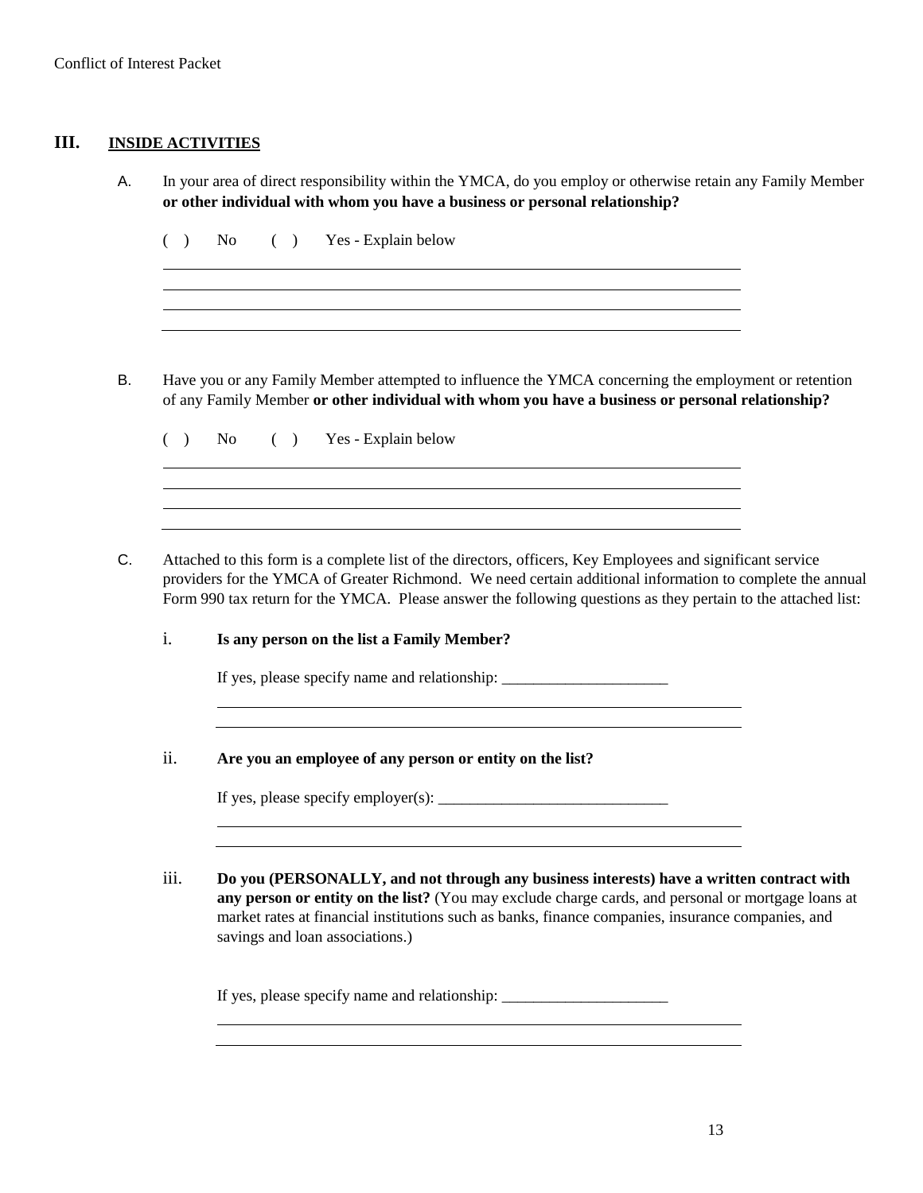## III. INSIDE ACTIVITIES

A. In your area of direct responsibility within the YMCA, do you employ or otherwise retain any Family Member **or other individual with whom you have a business or personal relationship?**

( ) No ( ) Yes - Explain below

\_\_\_\_\_\_\_\_\_\_\_\_\_\_\_\_\_\_\_\_\_\_\_\_\_\_\_\_\_\_\_\_\_\_\_\_\_\_\_\_\_\_\_\_\_\_\_\_\_\_\_\_\_\_\_\_\_\_\_\_\_\_\_\_\_\_\_\_\_\_

\_\_\_\_\_\_\_\_\_\_\_\_\_\_\_\_\_\_\_\_\_\_\_\_\_\_\_\_\_\_\_\_\_\_\_\_\_\_\_\_\_\_\_\_\_\_\_\_\_\_\_\_\_\_\_\_\_\_\_\_\_\_\_\_\_\_\_\_\_\_

\_\_\_\_\_\_\_\_\_\_\_\_\_\_\_\_\_\_\_\_\_\_\_\_\_\_\_\_\_\_\_\_\_\_\_\_\_\_\_\_\_\_\_\_\_\_\_\_\_\_\_\_\_\_\_\_\_\_\_\_\_\_\_\_\_\_\_\_\_\_

\_\_\_\_\_\_\_\_\_\_\_\_\_\_\_\_\_\_\_\_\_\_\_\_\_\_\_\_\_\_\_\_\_\_\_\_\_\_\_\_\_\_\_\_\_\_\_\_\_\_\_\_\_\_\_\_\_\_\_\_\_\_\_\_\_\_\_\_\_\_

B. Have you or any Family Member attempted to influence the YMCA concerning the employment or retention of any Family Member **or other individual with whom you have a business or personal relationship?**

( ) No ( ) Yes - Explain below

\_\_\_\_\_\_\_\_\_\_\_\_\_\_\_\_\_\_\_\_\_\_\_\_\_\_\_\_\_\_\_\_\_\_\_\_\_\_\_\_\_\_\_\_\_\_\_\_\_\_\_\_\_\_\_\_\_\_\_\_\_\_\_\_\_\_\_\_\_\_

\_\_\_\_\_\_\_\_\_\_\_\_\_\_\_\_\_\_\_\_\_\_\_\_\_\_\_\_\_\_\_\_\_\_\_\_\_\_\_\_\_\_\_\_\_\_\_\_\_\_\_\_\_\_\_\_\_\_\_\_\_\_\_\_\_\_\_\_\_\_

\_\_\_\_\_\_\_\_\_\_\_\_\_\_\_\_\_\_\_\_\_\_\_\_\_\_\_\_\_\_\_\_\_\_\_\_\_\_\_\_\_\_\_\_\_\_\_\_\_\_\_\_\_\_\_\_\_\_\_\_\_\_\_\_\_\_\_\_\_\_

\_\_\_\_\_\_\_\_\_\_\_\_\_\_\_\_\_\_\_\_\_\_\_\_\_\_\_\_\_\_\_\_\_\_\_\_\_\_\_\_\_\_\_\_\_\_\_\_\_\_\_\_\_\_\_\_\_\_\_\_\_\_\_\_\_\_\_\_\_\_

C. Attached to this form is a complete list of the directors, officers, Key Employees and significant service providers for the YMCA of Greater Richmond. We need certain additional information to complete the annual Form 990 tax return for the YMCA. Please answer the following questions as they pertain to the attached list:

i. **Is any person on the list a Family Member?**

If yes, please specify name and relationship: \_\_\_\_\_\_\_\_\_\_\_\_\_\_\_\_\_\_\_\_\_\_

\_\_\_\_\_\_\_\_\_\_\_\_\_\_\_\_\_\_\_\_\_\_\_\_\_\_\_\_\_\_\_\_\_\_\_\_\_\_\_\_\_\_\_\_\_\_\_\_\_\_\_\_\_\_\_\_\_\_\_\_\_\_\_\_\_\_\_\_\_\_

\_\_\_\_\_\_\_\_\_\_\_\_\_\_\_\_\_\_\_\_\_\_\_\_\_\_\_\_\_\_\_\_\_\_\_\_\_\_\_\_\_\_\_\_\_\_\_\_\_\_\_\_\_\_\_\_\_\_\_\_\_\_\_\_\_\_\_\_\_\_

ii. **Are you an employee of any person or entity on the list?**

If yes, please specify employer(s): \_\_\_\_\_\_\_\_\_\_\_\_\_\_\_\_\_\_\_\_\_\_\_\_\_\_\_\_\_\_\_

\_\_\_\_\_\_\_\_\_\_\_\_\_\_\_\_\_\_\_\_\_\_\_\_\_\_\_\_\_\_\_\_\_\_\_\_\_\_\_\_\_\_\_\_\_\_\_\_\_\_\_\_\_\_\_\_\_\_\_\_\_\_\_\_\_\_\_\_\_\_

\_\_\_\_\_\_\_\_\_\_\_\_\_\_\_\_\_\_\_\_\_\_\_\_\_\_\_\_\_\_\_\_\_\_\_\_\_\_\_\_\_\_\_\_\_\_\_\_\_\_\_\_\_\_\_\_\_\_\_\_\_\_\_\_\_\_\_\_\_\_

iii. **Do you (PERSONALLY, and not through any business interests) have a written contract with any person or entity on the list?** (You may exclude charge cards, and personal or mortgage loans at market rates at financial institutions such as banks, finance companies, insurance companies, and savings and loan associations.)

If yes, please specify name and relationship: \_\_\_\_\_\_\_\_\_\_\_\_\_\_\_\_\_\_\_\_\_\_

\_\_\_\_\_\_\_\_\_\_\_\_\_\_\_\_\_\_\_\_\_\_\_\_\_\_\_\_\_\_\_\_\_\_\_\_\_\_\_\_\_\_\_\_\_\_\_\_\_\_\_\_\_\_\_\_\_\_\_\_\_\_\_\_\_\_\_\_\_\_

\_\_\_\_\_\_\_\_\_\_\_\_\_\_\_\_\_\_\_\_\_\_\_\_\_\_\_\_\_\_\_\_\_\_\_\_\_\_\_\_\_\_\_\_\_\_\_\_\_\_\_\_\_\_\_\_\_\_\_\_\_\_\_\_\_\_\_\_\_\_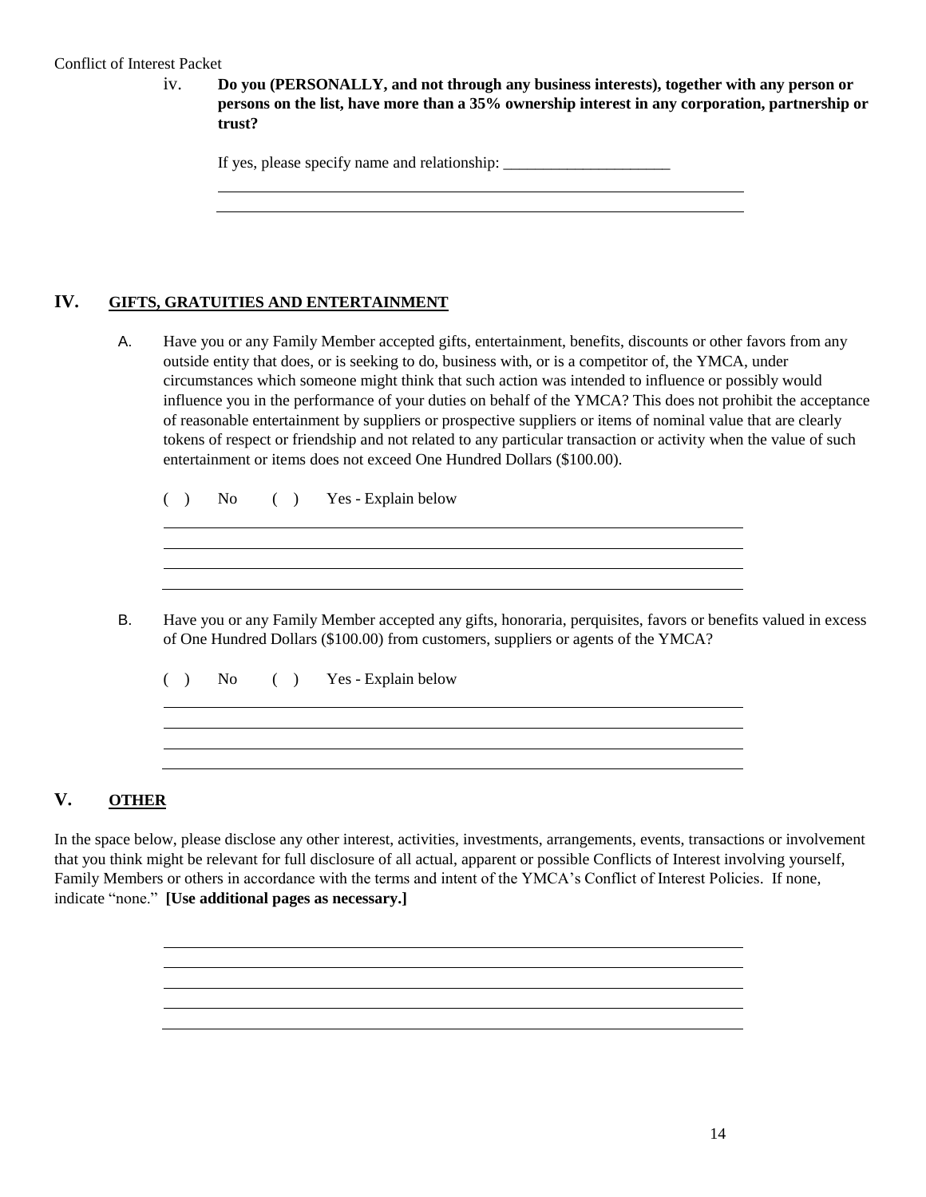iv. **Do you (PERSONALLY, and not through any business interests), together with any person or persons on the list, have more than a 35% ownership interest in any corporation, partnership or trust?**

If yes, please specify name and relationship: ______________________

______________________________________________________________

______________________________________________________________

## IV. GIFTS, GRATUITIES AND ENTERTAINMENT

A. Have you or any Family Member accepted gifts, entertainment, benefits, discounts or other favors from any outside entity that does, or is seeking to do, business with, or is a competitor of, the YMCA, under circumstances which someone might think that such action was intended to influence or possibly would influence you in the performance of your duties on behalf of the YMCA? This does not prohibit the acceptance of reasonable entertainment by suppliers or prospective suppliers or items of nominal value that are clearly tokens of respect or friendship and not related to any particular transaction or activity when the value of such entertainment or items does not exceed One Hundred Dollars ($100.00).

( ) No ( ) Yes - Explain below

______________________________________________________________

______________________________________________________________

______________________________________________________________

______________________________________________________________

B. Have you or any Family Member accepted any gifts, honoraria, perquisites, favors or benefits valued in excess of One Hundred Dollars ($100.00) from customers, suppliers or agents of the YMCA?

( ) No ( ) Yes - Explain below

______________________________________________________________

______________________________________________________________

______________________________________________________________

______________________________________________________________

## V. OTHER

In the space below, please disclose any other interest, activities, investments, arrangements, events, transactions or involvement that you think might be relevant for full disclosure of all actual, apparent or possible Conflicts of Interest involving yourself, Family Members or others in accordance with the terms and intent of the YMCA's Conflict of Interest Policies. If none, indicate "none." **[Use additional pages as necessary.]**

______________________________________________________________

______________________________________________________________

______________________________________________________________

______________________________________________________________

______________________________________________________________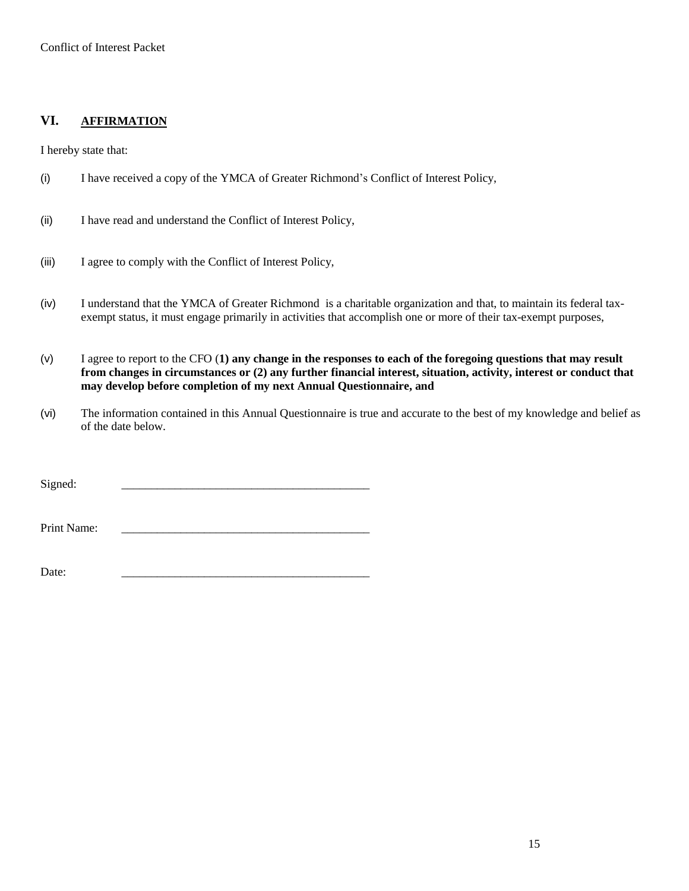## VI. AFFIRMATION

I hereby state that:

(i) I have received a copy of the YMCA of Greater Richmond's Conflict of Interest Policy,

(ii) I have read and understand the Conflict of Interest Policy,

(iii) I agree to comply with the Conflict of Interest Policy,

(iv) I understand that the YMCA of Greater Richmond is a charitable organization and that, to maintain its federal tax-exempt status, it must engage primarily in activities that accomplish one or more of their tax-exempt purposes,

(v) I agree to report to the CFO (**1) any change in the responses to each of the foregoing questions that may result from changes in circumstances or (2) any further financial interest, situation, activity, interest or conduct that may develop before completion of my next Annual Questionnaire, and**

(vi) The information contained in this Annual Questionnaire is true and accurate to the best of my knowledge and belief as of the date below.

Signed: ___________________________________________

Print Name: ___________________________________________

Date: ___________________________________________